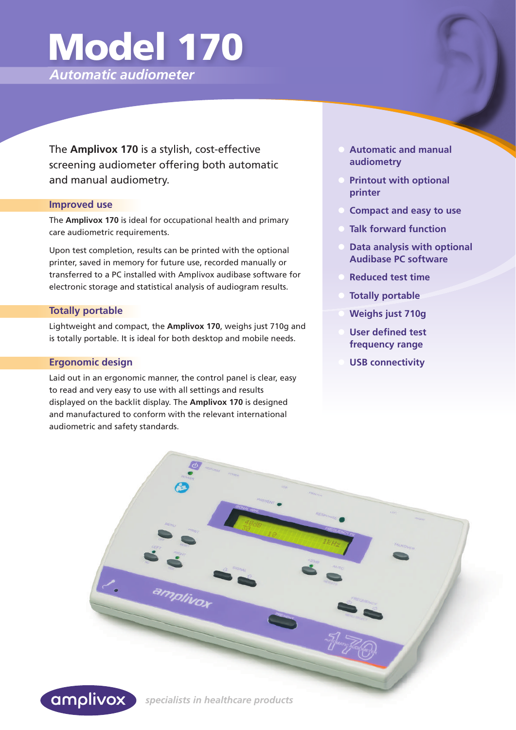# Model 170

*Automatic audiometer*

The **Amplivox 170** is a stylish, cost-effective screening audiometer offering both automatic and manual audiometry.

## Improved use

The **Amplivox 170** is ideal for occupational health and primary care audiometric requirements.

Upon test completion, results can be printed with the optional printer, saved in memory for future use, recorded manually or transferred to a PC installed with Amplivox audibase software for electronic storage and statistical analysis of audiogram results.

## Totally portable

Lightweight and compact, the **Amplivox 170**, weighs just 710g and is totally portable. It is ideal for both desktop and mobile needs.

## Ergonomic design

Laid out in an ergonomic manner, the control panel is clear, easy to read and very easy to use with all settings and results displayed on the backlit display. The **Amplivox 170** is designed and manufactured to conform with the relevant international audiometric and safety standards.

- **Automatic and manual audiometry**
- **Printout with optional printer**
- **Compact and easy to use**
- **Talk forward function**
- **Data analysis with optional Audibase PC software**
- **Reduced test time**
- **Totally portable**
- **Weighs just 710g**
- **User defined test frequency range**
- **USB connectivity**

amplivox *specialists in healthcare products*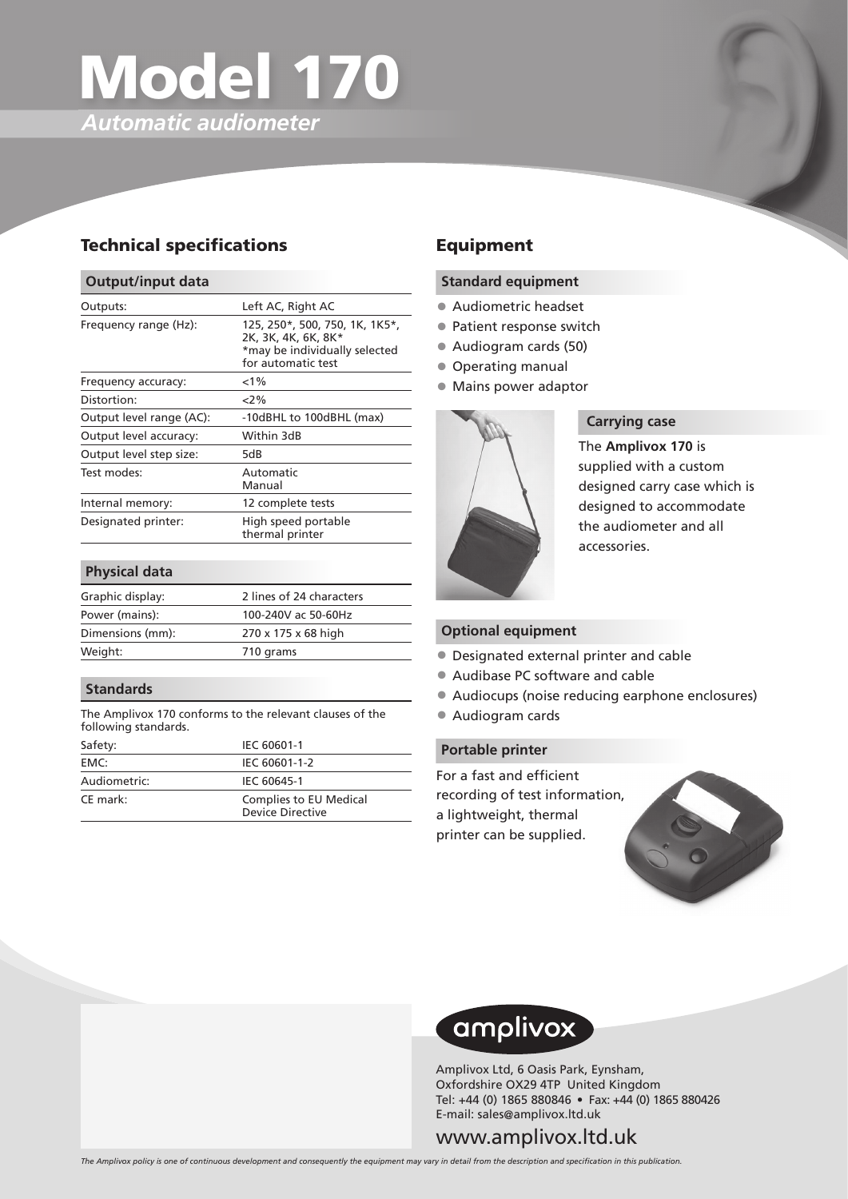# Model 170

*Automatic audiometer*

## Technical specifications

### Output/input data

| | |
|---|---|
| Outputs: | Left AC, Right AC |
| Frequency range (Hz): | 125, 250*, 500, 750, 1K, 1K5*, 2K, 3K, 4K, 6K, 8K* *may be individually selected for automatic test |
| Frequency accuracy: | <1% |
| Distortion: | <2% |
| Output level range (AC): | -10dBHL to 100dBHL (max) |
| Output level accuracy: | Within 3dB |
| Output level step size: | 5dB |
| Test modes: | Automatic Manual |
| Internal memory: | 12 complete tests |
| Designated printer: | High speed portable thermal printer |

### Physical data

| | |
|---|---|
| Graphic display: | 2 lines of 24 characters |
| Power (mains): | 100-240V ac 50-60Hz |
| Dimensions (mm): | 270 x 175 x 68 high |
| Weight: | 710 grams |

### Standards

The Amplivox 170 conforms to the relevant clauses of the following standards.

| | |
|---|---|
| Safety: | IEC 60601-1 |
| EMC: | IEC 60601-1-2 |
| Audiometric: | IEC 60645-1 |
| CE mark: | Complies to EU Medical Device Directive |

## Equipment

### Standard equipment

- Audiometric headset
- Patient response switch
- Audiogram cards (50)
- Operating manual
- Mains power adaptor

### Carrying case

The **Amplivox 170** is supplied with a custom designed carry case which is designed to accommodate the audiometer and all accessories.

### Optional equipment

- Designated external printer and cable
- Audibase PC software and cable
- Audiocups (noise reducing earphone enclosures)
- Audiogram cards

### Portable printer

For a fast and efficient recording of test information, a lightweight, thermal printer can be supplied.

amplivox

Amplivox Ltd, 6 Oasis Park, Eynsham,
Oxfordshire OX29 4TP United Kingdom
Tel: +44 (0) 1865 880846 • Fax: +44 (0) 1865 880426
E-mail: sales@amplivox.ltd.uk

www.amplivox.ltd.uk

*The Amplivox policy is one of continuous development and consequently the equipment may vary in detail from the description and specification in this publication.*